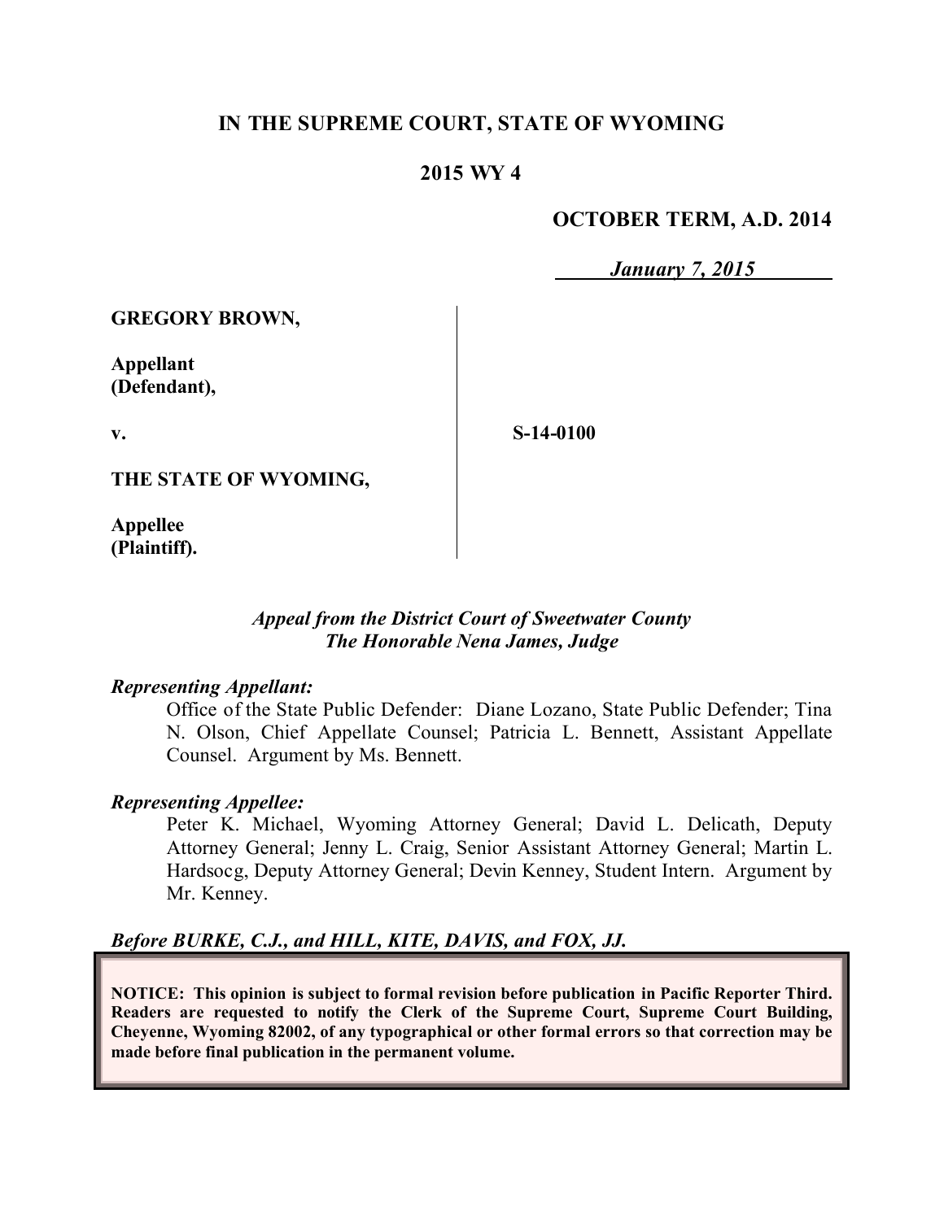**IN THE SUPREME COURT, STATE OF WYOMING**

**2015 WY 4**

**OCTOBER TERM, A.D. 2014**

***January 7, 2015***

**GREGORY BROWN,**

**Appellant (Defendant),**

**v.**

**S-14-0100**

**THE STATE OF WYOMING,**

**Appellee (Plaintiff).**

*Appeal from the District Court of Sweetwater County*
*The Honorable Nena James, Judge*

***Representing Appellant:***

Office of the State Public Defender: Diane Lozano, State Public Defender; Tina N. Olson, Chief Appellate Counsel; Patricia L. Bennett, Assistant Appellate Counsel. Argument by Ms. Bennett.

***Representing Appellee:***

Peter K. Michael, Wyoming Attorney General; David L. Delicath, Deputy Attorney General; Jenny L. Craig, Senior Assistant Attorney General; Martin L. Hardsocg, Deputy Attorney General; Devin Kenney, Student Intern. Argument by Mr. Kenney.

***Before BURKE, C.J., and HILL, KITE, DAVIS, and FOX, JJ.***

**NOTICE: This opinion is subject to formal revision before publication in Pacific Reporter Third. Readers are requested to notify the Clerk of the Supreme Court, Supreme Court Building, Cheyenne, Wyoming 82002, of any typographical or other formal errors so that correction may be made before final publication in the permanent volume.**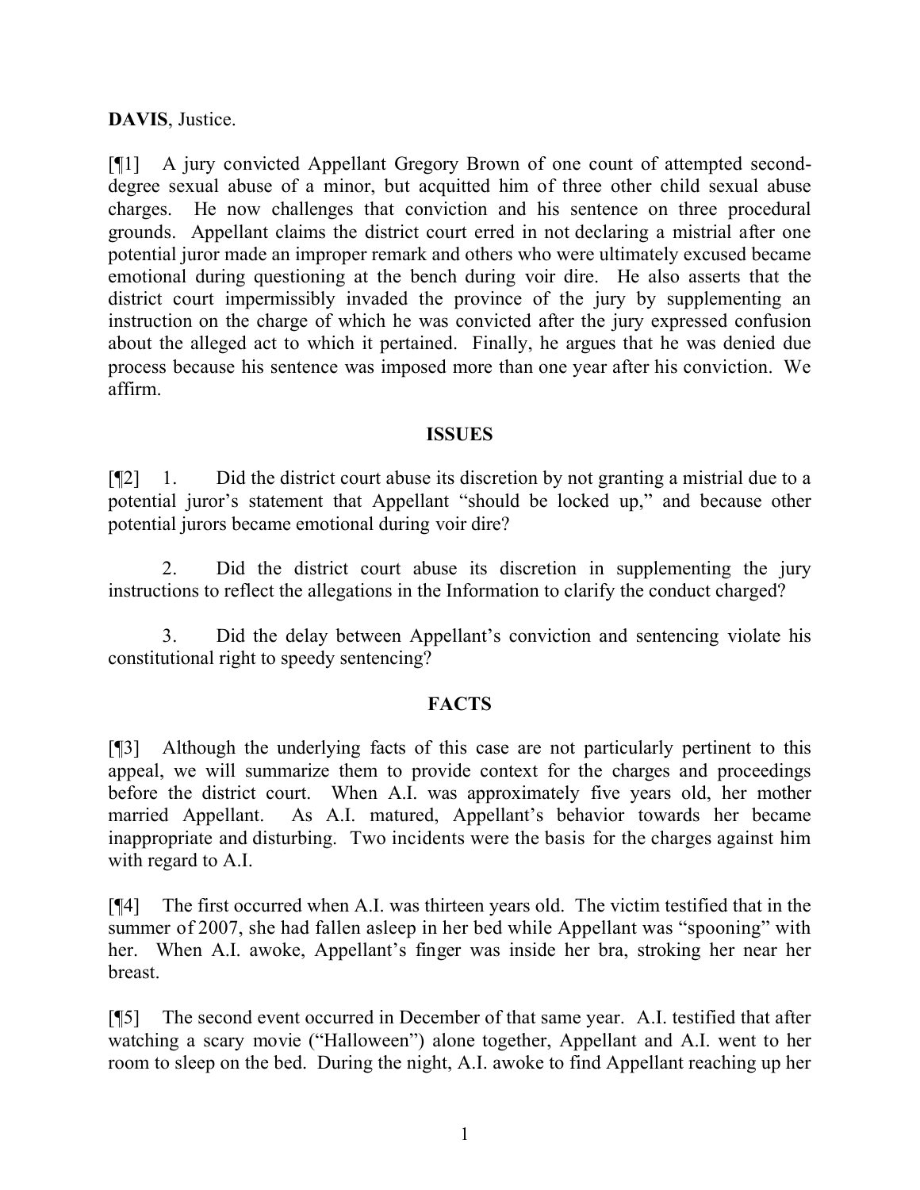**DAVIS**, Justice.

[¶1] A jury convicted Appellant Gregory Brown of one count of attempted second-degree sexual abuse of a minor, but acquitted him of three other child sexual abuse charges. He now challenges that conviction and his sentence on three procedural grounds. Appellant claims the district court erred in not declaring a mistrial after one potential juror made an improper remark and others who were ultimately excused became emotional during questioning at the bench during voir dire. He also asserts that the district court impermissibly invaded the province of the jury by supplementing an instruction on the charge of which he was convicted after the jury expressed confusion about the alleged act to which it pertained. Finally, he argues that he was denied due process because his sentence was imposed more than one year after his conviction. We affirm.

## ISSUES

[¶2] 1. Did the district court abuse its discretion by not granting a mistrial due to a potential juror's statement that Appellant "should be locked up," and because other potential jurors became emotional during voir dire?

2. Did the district court abuse its discretion in supplementing the jury instructions to reflect the allegations in the Information to clarify the conduct charged?

3. Did the delay between Appellant's conviction and sentencing violate his constitutional right to speedy sentencing?

## FACTS

[¶3] Although the underlying facts of this case are not particularly pertinent to this appeal, we will summarize them to provide context for the charges and proceedings before the district court. When A.I. was approximately five years old, her mother married Appellant. As A.I. matured, Appellant's behavior towards her became inappropriate and disturbing. Two incidents were the basis for the charges against him with regard to A.I.

[¶4] The first occurred when A.I. was thirteen years old. The victim testified that in the summer of 2007, she had fallen asleep in her bed while Appellant was "spooning" with her. When A.I. awoke, Appellant's finger was inside her bra, stroking her near her breast.

[¶5] The second event occurred in December of that same year. A.I. testified that after watching a scary movie ("Halloween") alone together, Appellant and A.I. went to her room to sleep on the bed. During the night, A.I. awoke to find Appellant reaching up her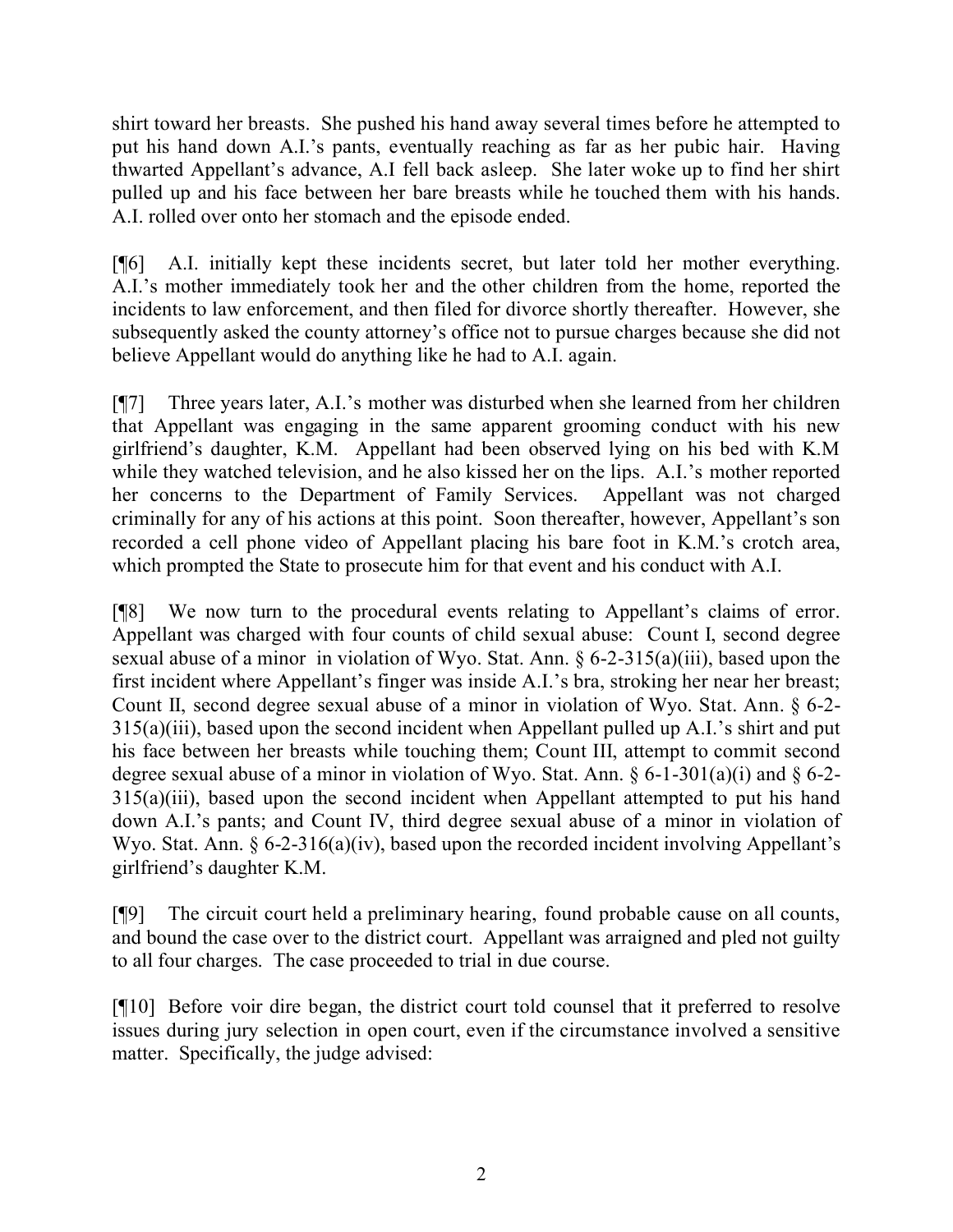shirt toward her breasts. She pushed his hand away several times before he attempted to put his hand down A.I.'s pants, eventually reaching as far as her pubic hair. Having thwarted Appellant's advance, A.I fell back asleep. She later woke up to find her shirt pulled up and his face between her bare breasts while he touched them with his hands. A.I. rolled over onto her stomach and the episode ended.

[¶6] A.I. initially kept these incidents secret, but later told her mother everything. A.I.'s mother immediately took her and the other children from the home, reported the incidents to law enforcement, and then filed for divorce shortly thereafter. However, she subsequently asked the county attorney's office not to pursue charges because she did not believe Appellant would do anything like he had to A.I. again.

[¶7] Three years later, A.I.'s mother was disturbed when she learned from her children that Appellant was engaging in the same apparent grooming conduct with his new girlfriend's daughter, K.M. Appellant had been observed lying on his bed with K.M while they watched television, and he also kissed her on the lips. A.I.'s mother reported her concerns to the Department of Family Services. Appellant was not charged criminally for any of his actions at this point. Soon thereafter, however, Appellant's son recorded a cell phone video of Appellant placing his bare foot in K.M.'s crotch area, which prompted the State to prosecute him for that event and his conduct with A.I.

[¶8] We now turn to the procedural events relating to Appellant's claims of error. Appellant was charged with four counts of child sexual abuse: Count I, second degree sexual abuse of a minor in violation of Wyo. Stat. Ann. § 6-2-315(a)(iii), based upon the first incident where Appellant's finger was inside A.I.'s bra, stroking her near her breast; Count II, second degree sexual abuse of a minor in violation of Wyo. Stat. Ann. § 6-2-315(a)(iii), based upon the second incident when Appellant pulled up A.I.'s shirt and put his face between her breasts while touching them; Count III, attempt to commit second degree sexual abuse of a minor in violation of Wyo. Stat. Ann. § 6-1-301(a)(i) and § 6-2-315(a)(iii), based upon the second incident when Appellant attempted to put his hand down A.I.'s pants; and Count IV, third degree sexual abuse of a minor in violation of Wyo. Stat. Ann. § 6-2-316(a)(iv), based upon the recorded incident involving Appellant's girlfriend's daughter K.M.

[¶9] The circuit court held a preliminary hearing, found probable cause on all counts, and bound the case over to the district court. Appellant was arraigned and pled not guilty to all four charges. The case proceeded to trial in due course.

[¶10] Before voir dire began, the district court told counsel that it preferred to resolve issues during jury selection in open court, even if the circumstance involved a sensitive matter. Specifically, the judge advised: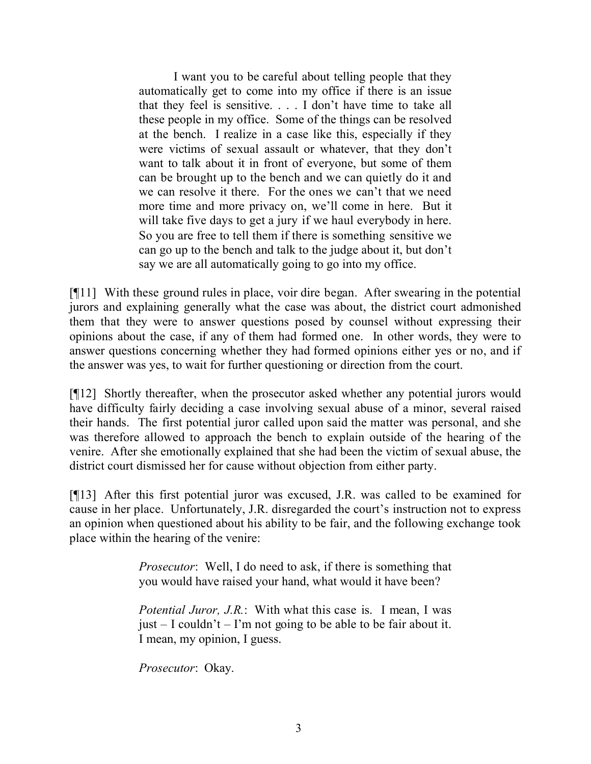> I want you to be careful about telling people that they automatically get to come into my office if there is an issue that they feel is sensitive. . . . I don't have time to take all these people in my office. Some of the things can be resolved at the bench. I realize in a case like this, especially if they were victims of sexual assault or whatever, that they don't want to talk about it in front of everyone, but some of them can be brought up to the bench and we can quietly do it and we can resolve it there. For the ones we can't that we need more time and more privacy on, we'll come in here. But it will take five days to get a jury if we haul everybody in here. So you are free to tell them if there is something sensitive we can go up to the bench and talk to the judge about it, but don't say we are all automatically going to go into my office.

[¶11] With these ground rules in place, voir dire began. After swearing in the potential jurors and explaining generally what the case was about, the district court admonished them that they were to answer questions posed by counsel without expressing their opinions about the case, if any of them had formed one. In other words, they were to answer questions concerning whether they had formed opinions either yes or no, and if the answer was yes, to wait for further questioning or direction from the court.

[¶12] Shortly thereafter, when the prosecutor asked whether any potential jurors would have difficulty fairly deciding a case involving sexual abuse of a minor, several raised their hands. The first potential juror called upon said the matter was personal, and she was therefore allowed to approach the bench to explain outside of the hearing of the venire. After she emotionally explained that she had been the victim of sexual abuse, the district court dismissed her for cause without objection from either party.

[¶13] After this first potential juror was excused, J.R. was called to be examined for cause in her place. Unfortunately, J.R. disregarded the court's instruction not to express an opinion when questioned about his ability to be fair, and the following exchange took place within the hearing of the venire:

> *Prosecutor*: Well, I do need to ask, if there is something that you would have raised your hand, what would it have been?
>
> *Potential Juror, J.R.*: With what this case is. I mean, I was just – I couldn't – I'm not going to be able to be fair about it. I mean, my opinion, I guess.
>
> *Prosecutor*: Okay.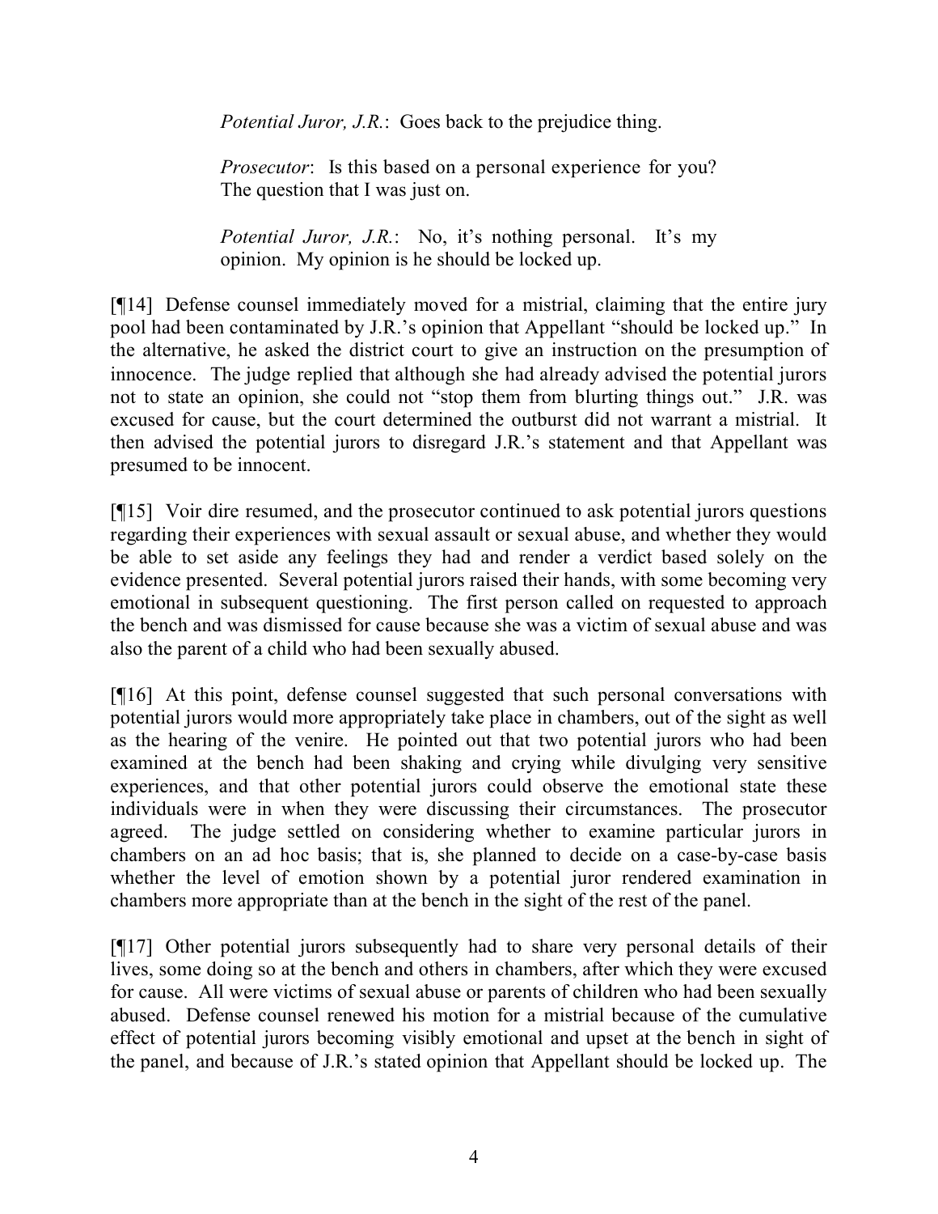> *Potential Juror, J.R.*: Goes back to the prejudice thing.
>
> *Prosecutor*: Is this based on a personal experience for you? The question that I was just on.
>
> *Potential Juror, J.R.*: No, it's nothing personal. It's my opinion. My opinion is he should be locked up.

[¶14] Defense counsel immediately moved for a mistrial, claiming that the entire jury pool had been contaminated by J.R.'s opinion that Appellant "should be locked up." In the alternative, he asked the district court to give an instruction on the presumption of innocence. The judge replied that although she had already advised the potential jurors not to state an opinion, she could not "stop them from blurting things out." J.R. was excused for cause, but the court determined the outburst did not warrant a mistrial. It then advised the potential jurors to disregard J.R.'s statement and that Appellant was presumed to be innocent.

[¶15] Voir dire resumed, and the prosecutor continued to ask potential jurors questions regarding their experiences with sexual assault or sexual abuse, and whether they would be able to set aside any feelings they had and render a verdict based solely on the evidence presented. Several potential jurors raised their hands, with some becoming very emotional in subsequent questioning. The first person called on requested to approach the bench and was dismissed for cause because she was a victim of sexual abuse and was also the parent of a child who had been sexually abused.

[¶16] At this point, defense counsel suggested that such personal conversations with potential jurors would more appropriately take place in chambers, out of the sight as well as the hearing of the venire. He pointed out that two potential jurors who had been examined at the bench had been shaking and crying while divulging very sensitive experiences, and that other potential jurors could observe the emotional state these individuals were in when they were discussing their circumstances. The prosecutor agreed. The judge settled on considering whether to examine particular jurors in chambers on an ad hoc basis; that is, she planned to decide on a case-by-case basis whether the level of emotion shown by a potential juror rendered examination in chambers more appropriate than at the bench in the sight of the rest of the panel.

[¶17] Other potential jurors subsequently had to share very personal details of their lives, some doing so at the bench and others in chambers, after which they were excused for cause. All were victims of sexual abuse or parents of children who had been sexually abused. Defense counsel renewed his motion for a mistrial because of the cumulative effect of potential jurors becoming visibly emotional and upset at the bench in sight of the panel, and because of J.R.'s stated opinion that Appellant should be locked up. The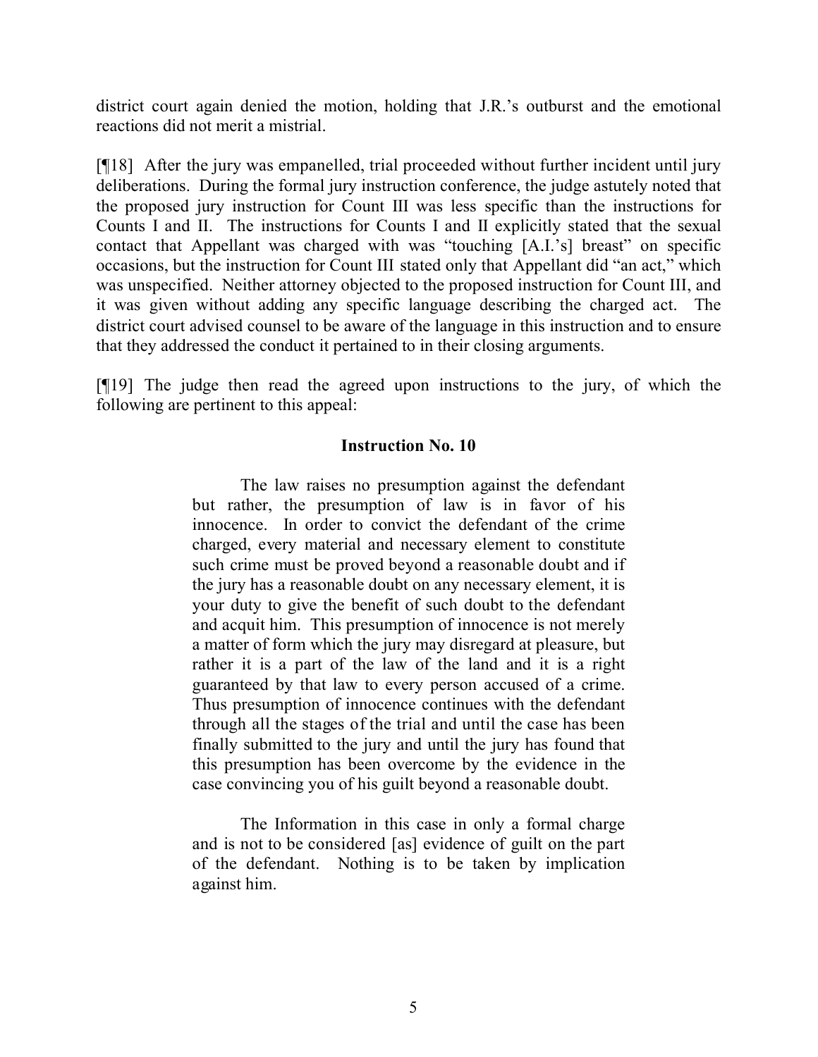district court again denied the motion, holding that J.R.'s outburst and the emotional reactions did not merit a mistrial.

[¶18] After the jury was empanelled, trial proceeded without further incident until jury deliberations. During the formal jury instruction conference, the judge astutely noted that the proposed jury instruction for Count III was less specific than the instructions for Counts I and II. The instructions for Counts I and II explicitly stated that the sexual contact that Appellant was charged with was "touching [A.I.'s] breast" on specific occasions, but the instruction for Count III stated only that Appellant did "an act," which was unspecified. Neither attorney objected to the proposed instruction for Count III, and it was given without adding any specific language describing the charged act. The district court advised counsel to be aware of the language in this instruction and to ensure that they addressed the conduct it pertained to in their closing arguments.

[¶19] The judge then read the agreed upon instructions to the jury, of which the following are pertinent to this appeal:

**Instruction No. 10**

> The law raises no presumption against the defendant but rather, the presumption of law is in favor of his innocence. In order to convict the defendant of the crime charged, every material and necessary element to constitute such crime must be proved beyond a reasonable doubt and if the jury has a reasonable doubt on any necessary element, it is your duty to give the benefit of such doubt to the defendant and acquit him. This presumption of innocence is not merely a matter of form which the jury may disregard at pleasure, but rather it is a part of the law of the land and it is a right guaranteed by that law to every person accused of a crime. Thus presumption of innocence continues with the defendant through all the stages of the trial and until the case has been finally submitted to the jury and until the jury has found that this presumption has been overcome by the evidence in the case convincing you of his guilt beyond a reasonable doubt.
>
> The Information in this case in only a formal charge and is not to be considered [as] evidence of guilt on the part of the defendant. Nothing is to be taken by implication against him.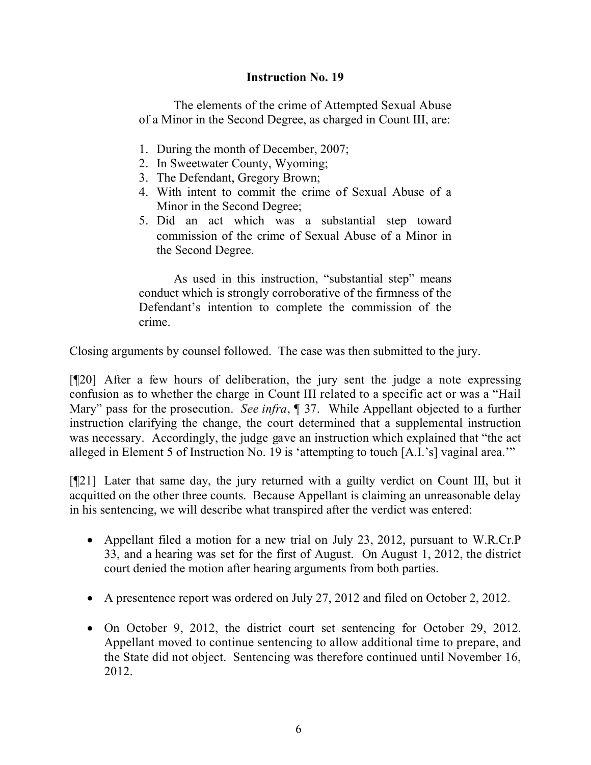**Instruction No. 19**

The elements of the crime of Attempted Sexual Abuse of a Minor in the Second Degree, as charged in Count III, are:

1. During the month of December, 2007;
2. In Sweetwater County, Wyoming;
3. The Defendant, Gregory Brown;
4. With intent to commit the crime of Sexual Abuse of a Minor in the Second Degree;
5. Did an act which was a substantial step toward commission of the crime of Sexual Abuse of a Minor in the Second Degree.

As used in this instruction, "substantial step" means conduct which is strongly corroborative of the firmness of the Defendant's intention to complete the commission of the crime.

Closing arguments by counsel followed. The case was then submitted to the jury.

[¶20] After a few hours of deliberation, the jury sent the judge a note expressing confusion as to whether the charge in Count III related to a specific act or was a "Hail Mary" pass for the prosecution. *See infra*, ¶ 37. While Appellant objected to a further instruction clarifying the change, the court determined that a supplemental instruction was necessary. Accordingly, the judge gave an instruction which explained that "the act alleged in Element 5 of Instruction No. 19 is 'attempting to touch [A.I.'s] vaginal area.'"

[¶21] Later that same day, the jury returned with a guilty verdict on Count III, but it acquitted on the other three counts. Because Appellant is claiming an unreasonable delay in his sentencing, we will describe what transpired after the verdict was entered:

- Appellant filed a motion for a new trial on July 23, 2012, pursuant to W.R.Cr.P 33, and a hearing was set for the first of August. On August 1, 2012, the district court denied the motion after hearing arguments from both parties.
- A presentence report was ordered on July 27, 2012 and filed on October 2, 2012.
- On October 9, 2012, the district court set sentencing for October 29, 2012. Appellant moved to continue sentencing to allow additional time to prepare, and the State did not object. Sentencing was therefore continued until November 16, 2012.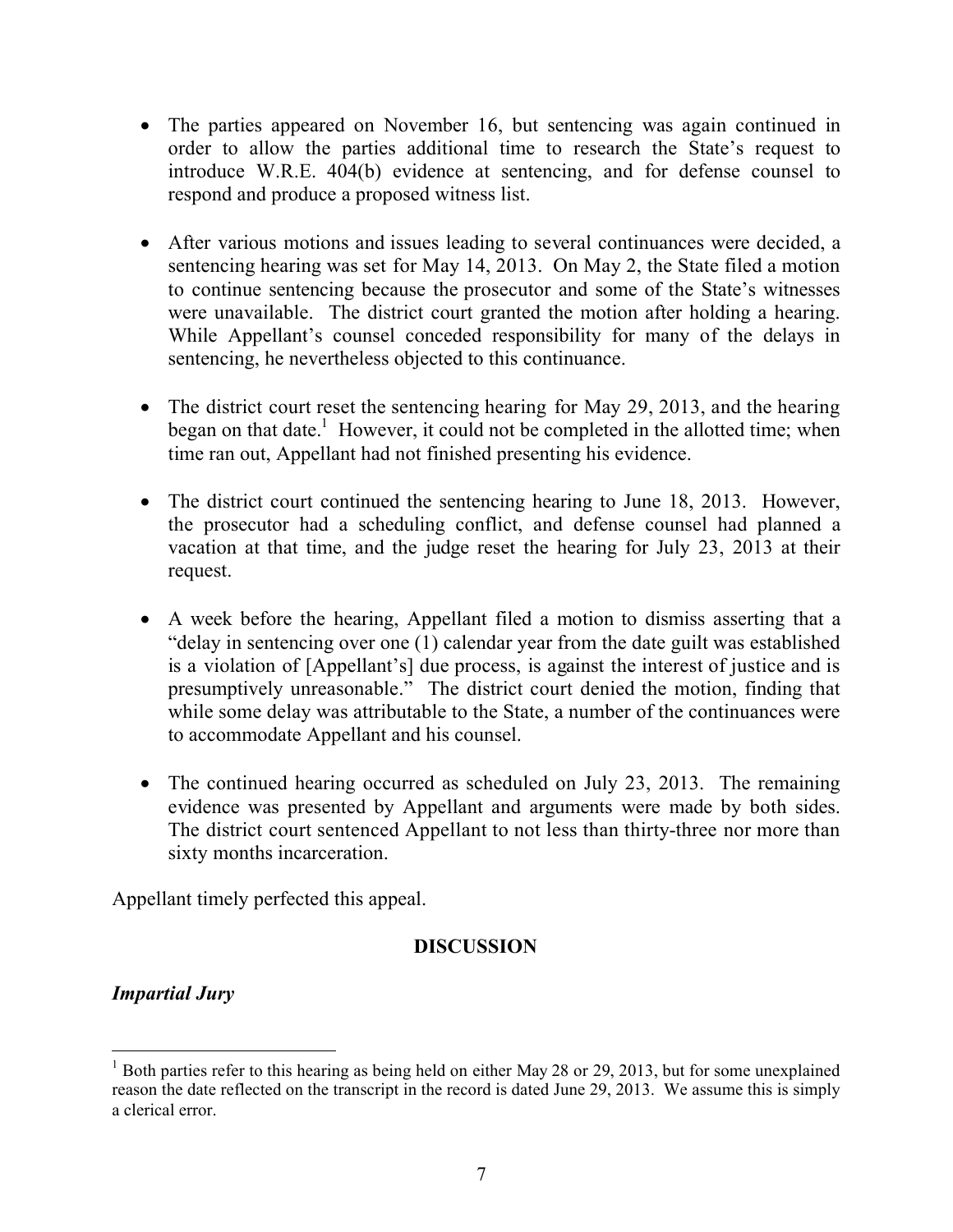- The parties appeared on November 16, but sentencing was again continued in order to allow the parties additional time to research the State's request to introduce W.R.E. 404(b) evidence at sentencing, and for defense counsel to respond and produce a proposed witness list.

- After various motions and issues leading to several continuances were decided, a sentencing hearing was set for May 14, 2013. On May 2, the State filed a motion to continue sentencing because the prosecutor and some of the State's witnesses were unavailable. The district court granted the motion after holding a hearing. While Appellant's counsel conceded responsibility for many of the delays in sentencing, he nevertheless objected to this continuance.

- The district court reset the sentencing hearing for May 29, 2013, and the hearing began on that date.[1] However, it could not be completed in the allotted time; when time ran out, Appellant had not finished presenting his evidence.

- The district court continued the sentencing hearing to June 18, 2013. However, the prosecutor had a scheduling conflict, and defense counsel had planned a vacation at that time, and the judge reset the hearing for July 23, 2013 at their request.

- A week before the hearing, Appellant filed a motion to dismiss asserting that a "delay in sentencing over one (1) calendar year from the date guilt was established is a violation of [Appellant's] due process, is against the interest of justice and is presumptively unreasonable." The district court denied the motion, finding that while some delay was attributable to the State, a number of the continuances were to accommodate Appellant and his counsel.

- The continued hearing occurred as scheduled on July 23, 2013. The remaining evidence was presented by Appellant and arguments were made by both sides. The district court sentenced Appellant to not less than thirty-three nor more than sixty months incarceration.

Appellant timely perfected this appeal.

## DISCUSSION

### *Impartial Jury*

[1] Both parties refer to this hearing as being held on either May 28 or 29, 2013, but for some unexplained reason the date reflected on the transcript in the record is dated June 29, 2013. We assume this is simply a clerical error.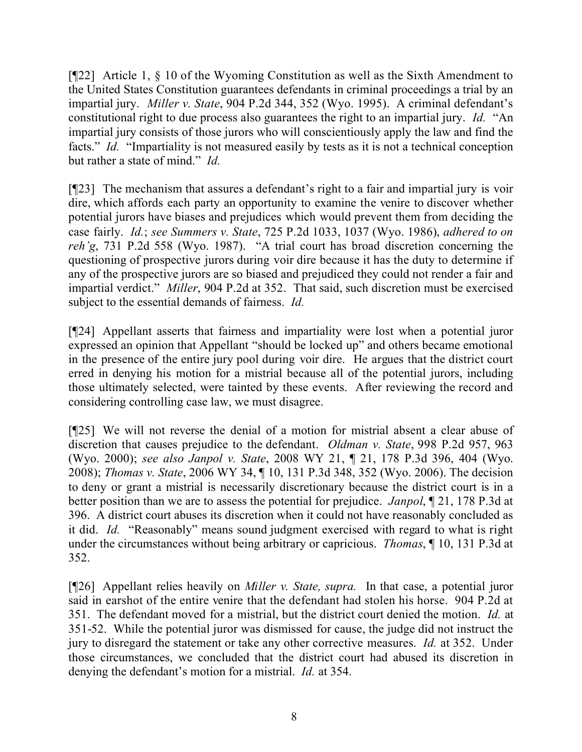[¶22] Article 1, § 10 of the Wyoming Constitution as well as the Sixth Amendment to the United States Constitution guarantees defendants in criminal proceedings a trial by an impartial jury. *Miller v. State*, 904 P.2d 344, 352 (Wyo. 1995). A criminal defendant's constitutional right to due process also guarantees the right to an impartial jury. *Id.* "An impartial jury consists of those jurors who will conscientiously apply the law and find the facts." *Id.* "Impartiality is not measured easily by tests as it is not a technical conception but rather a state of mind." *Id.*

[¶23] The mechanism that assures a defendant's right to a fair and impartial jury is voir dire, which affords each party an opportunity to examine the venire to discover whether potential jurors have biases and prejudices which would prevent them from deciding the case fairly. *Id.*; *see Summers v. State*, 725 P.2d 1033, 1037 (Wyo. 1986), *adhered to on reh'g*, 731 P.2d 558 (Wyo. 1987). "A trial court has broad discretion concerning the questioning of prospective jurors during voir dire because it has the duty to determine if any of the prospective jurors are so biased and prejudiced they could not render a fair and impartial verdict." *Miller*, 904 P.2d at 352. That said, such discretion must be exercised subject to the essential demands of fairness. *Id.*

[¶24] Appellant asserts that fairness and impartiality were lost when a potential juror expressed an opinion that Appellant "should be locked up" and others became emotional in the presence of the entire jury pool during voir dire. He argues that the district court erred in denying his motion for a mistrial because all of the potential jurors, including those ultimately selected, were tainted by these events. After reviewing the record and considering controlling case law, we must disagree.

[¶25] We will not reverse the denial of a motion for mistrial absent a clear abuse of discretion that causes prejudice to the defendant. *Oldman v. State*, 998 P.2d 957, 963 (Wyo. 2000); *see also Janpol v. State*, 2008 WY 21, ¶ 21, 178 P.3d 396, 404 (Wyo. 2008); *Thomas v. State*, 2006 WY 34, ¶ 10, 131 P.3d 348, 352 (Wyo. 2006). The decision to deny or grant a mistrial is necessarily discretionary because the district court is in a better position than we are to assess the potential for prejudice. *Janpol*, ¶ 21, 178 P.3d at 396. A district court abuses its discretion when it could not have reasonably concluded as it did. *Id.* "Reasonably" means sound judgment exercised with regard to what is right under the circumstances without being arbitrary or capricious. *Thomas*, ¶ 10, 131 P.3d at 352.

[¶26] Appellant relies heavily on *Miller v. State, supra.* In that case, a potential juror said in earshot of the entire venire that the defendant had stolen his horse. 904 P.2d at 351. The defendant moved for a mistrial, but the district court denied the motion. *Id.* at 351-52. While the potential juror was dismissed for cause, the judge did not instruct the jury to disregard the statement or take any other corrective measures. *Id.* at 352. Under those circumstances, we concluded that the district court had abused its discretion in denying the defendant's motion for a mistrial. *Id.* at 354.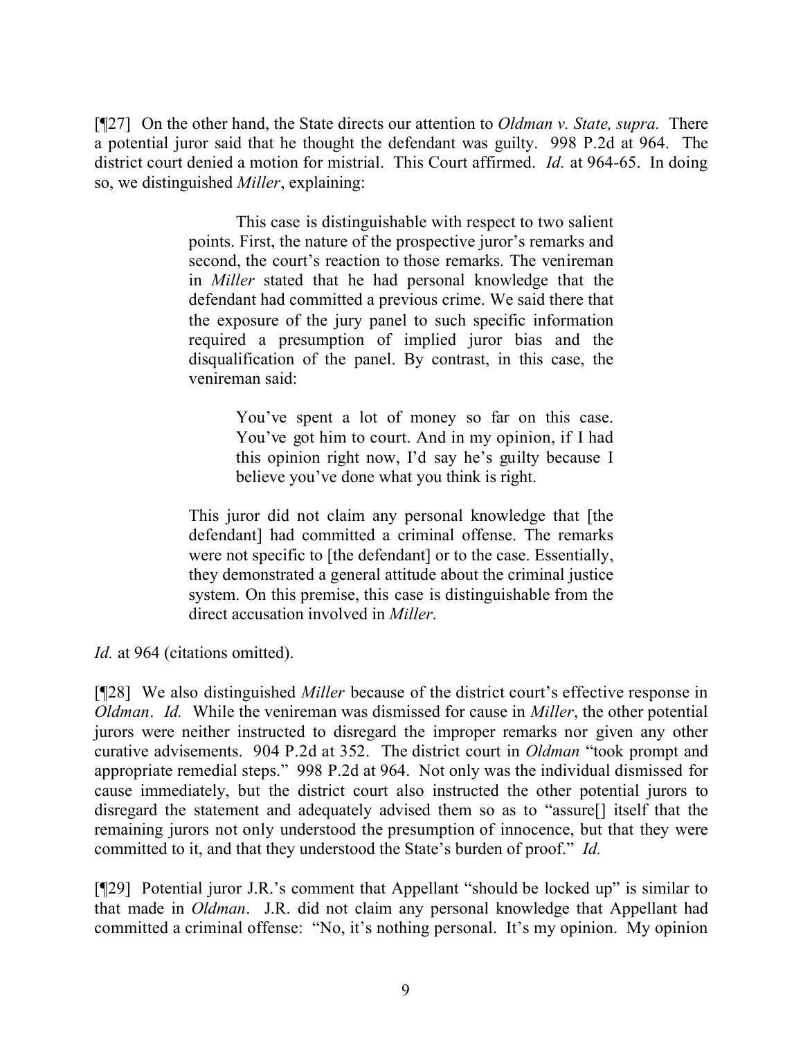[¶27] On the other hand, the State directs our attention to *Oldman v. State, supra.* There a potential juror said that he thought the defendant was guilty. 998 P.2d at 964. The district court denied a motion for mistrial. This Court affirmed. *Id.* at 964-65. In doing so, we distinguished *Miller*, explaining:

> This case is distinguishable with respect to two salient points. First, the nature of the prospective juror's remarks and second, the court's reaction to those remarks. The venireman in *Miller* stated that he had personal knowledge that the defendant had committed a previous crime. We said there that the exposure of the jury panel to such specific information required a presumption of implied juror bias and the disqualification of the panel. By contrast, in this case, the venireman said:
>
> > You've spent a lot of money so far on this case. You've got him to court. And in my opinion, if I had this opinion right now, I'd say he's guilty because I believe you've done what you think is right.
>
> This juror did not claim any personal knowledge that [the defendant] had committed a criminal offense. The remarks were not specific to [the defendant] or to the case. Essentially, they demonstrated a general attitude about the criminal justice system. On this premise, this case is distinguishable from the direct accusation involved in *Miller*.

*Id.* at 964 (citations omitted).

[¶28] We also distinguished *Miller* because of the district court's effective response in *Oldman*. *Id.* While the venireman was dismissed for cause in *Miller*, the other potential jurors were neither instructed to disregard the improper remarks nor given any other curative advisements. 904 P.2d at 352. The district court in *Oldman* "took prompt and appropriate remedial steps." 998 P.2d at 964. Not only was the individual dismissed for cause immediately, but the district court also instructed the other potential jurors to disregard the statement and adequately advised them so as to "assure[] itself that the remaining jurors not only understood the presumption of innocence, but that they were committed to it, and that they understood the State's burden of proof." *Id.*

[¶29] Potential juror J.R.'s comment that Appellant "should be locked up" is similar to that made in *Oldman*. J.R. did not claim any personal knowledge that Appellant had committed a criminal offense: "No, it's nothing personal. It's my opinion. My opinion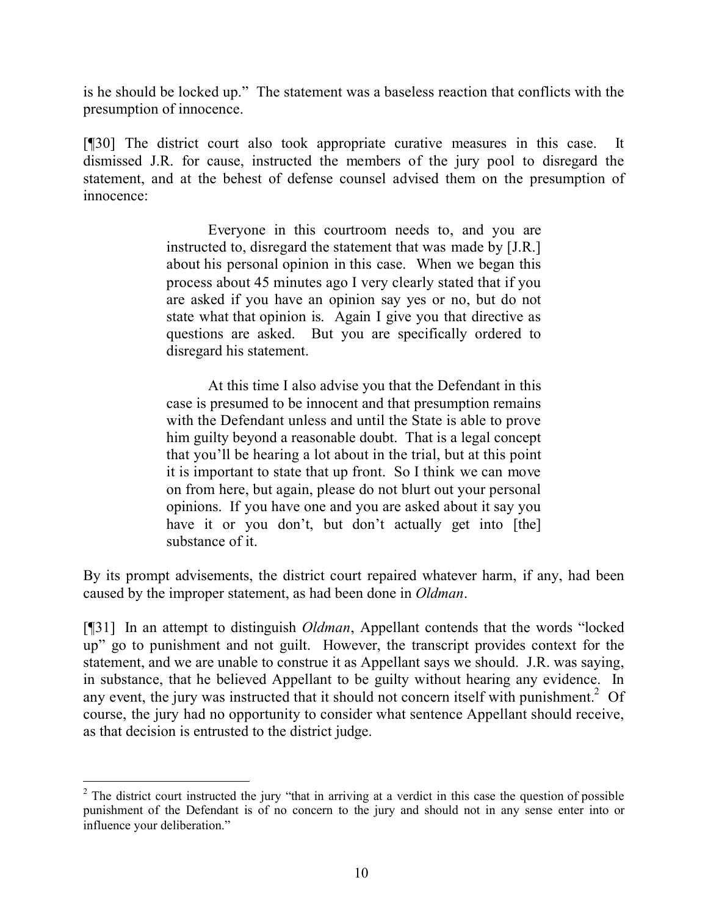is he should be locked up." The statement was a baseless reaction that conflicts with the presumption of innocence.

[¶30] The district court also took appropriate curative measures in this case. It dismissed J.R. for cause, instructed the members of the jury pool to disregard the statement, and at the behest of defense counsel advised them on the presumption of innocence:

> Everyone in this courtroom needs to, and you are instructed to, disregard the statement that was made by [J.R.] about his personal opinion in this case. When we began this process about 45 minutes ago I very clearly stated that if you are asked if you have an opinion say yes or no, but do not state what that opinion is. Again I give you that directive as questions are asked. But you are specifically ordered to disregard his statement.
>
> At this time I also advise you that the Defendant in this case is presumed to be innocent and that presumption remains with the Defendant unless and until the State is able to prove him guilty beyond a reasonable doubt. That is a legal concept that you'll be hearing a lot about in the trial, but at this point it is important to state that up front. So I think we can move on from here, but again, please do not blurt out your personal opinions. If you have one and you are asked about it say you have it or you don't, but don't actually get into [the] substance of it.

By its prompt advisements, the district court repaired whatever harm, if any, had been caused by the improper statement, as had been done in *Oldman*.

[¶31] In an attempt to distinguish *Oldman*, Appellant contends that the words "locked up" go to punishment and not guilt. However, the transcript provides context for the statement, and we are unable to construe it as Appellant says we should. J.R. was saying, in substance, that he believed Appellant to be guilty without hearing any evidence. In any event, the jury was instructed that it should not concern itself with punishment.[2] Of course, the jury had no opportunity to consider what sentence Appellant should receive, as that decision is entrusted to the district judge.

---

[2] The district court instructed the jury "that in arriving at a verdict in this case the question of possible punishment of the Defendant is of no concern to the jury and should not in any sense enter into or influence your deliberation."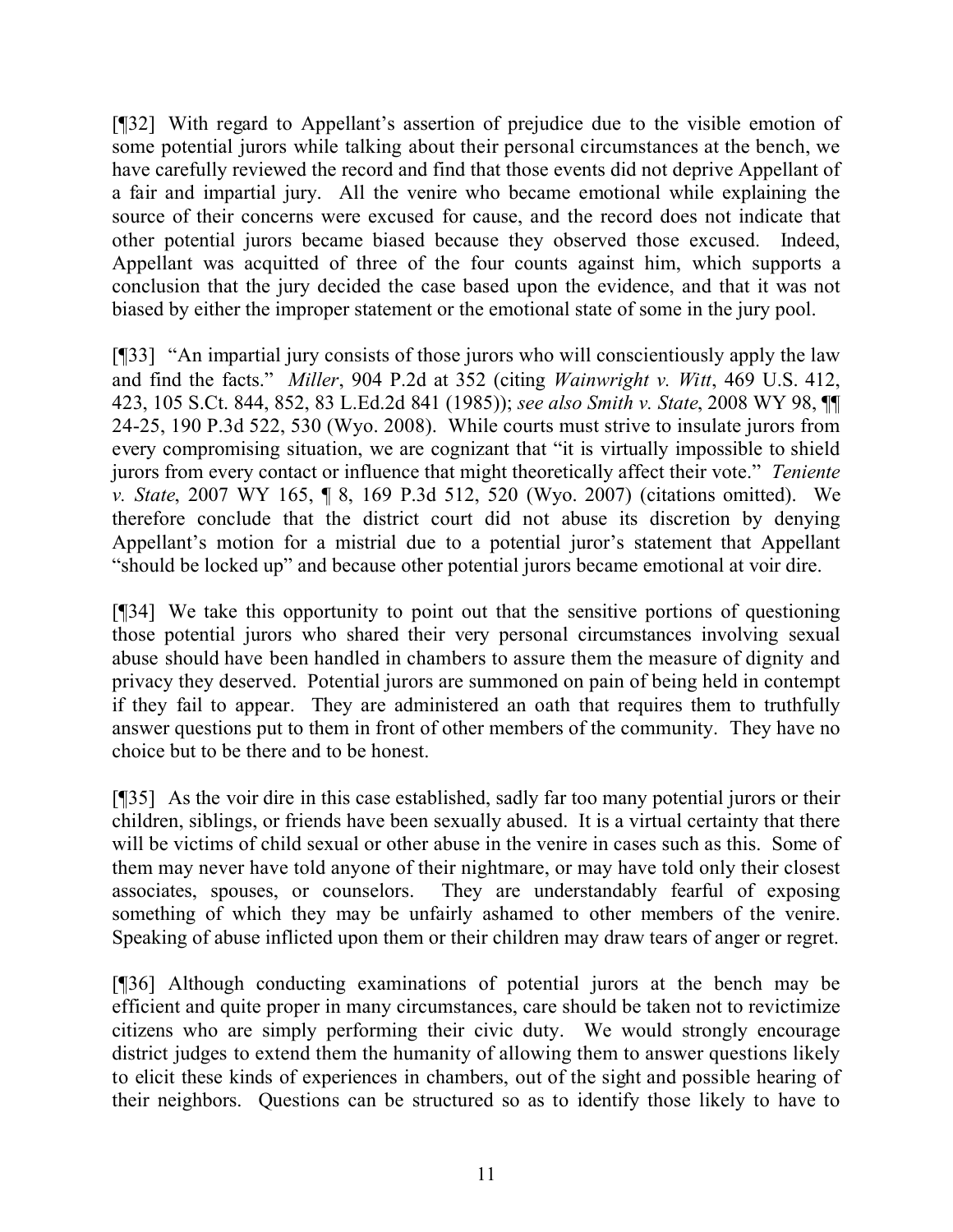[¶32] With regard to Appellant's assertion of prejudice due to the visible emotion of some potential jurors while talking about their personal circumstances at the bench, we have carefully reviewed the record and find that those events did not deprive Appellant of a fair and impartial jury. All the venire who became emotional while explaining the source of their concerns were excused for cause, and the record does not indicate that other potential jurors became biased because they observed those excused. Indeed, Appellant was acquitted of three of the four counts against him, which supports a conclusion that the jury decided the case based upon the evidence, and that it was not biased by either the improper statement or the emotional state of some in the jury pool.

[¶33] "An impartial jury consists of those jurors who will conscientiously apply the law and find the facts." *Miller*, 904 P.2d at 352 (citing *Wainwright v. Witt*, 469 U.S. 412, 423, 105 S.Ct. 844, 852, 83 L.Ed.2d 841 (1985)); *see also Smith v. State*, 2008 WY 98, ¶¶ 24-25, 190 P.3d 522, 530 (Wyo. 2008). While courts must strive to insulate jurors from every compromising situation, we are cognizant that "it is virtually impossible to shield jurors from every contact or influence that might theoretically affect their vote." *Teniente v. State*, 2007 WY 165, ¶ 8, 169 P.3d 512, 520 (Wyo. 2007) (citations omitted). We therefore conclude that the district court did not abuse its discretion by denying Appellant's motion for a mistrial due to a potential juror's statement that Appellant "should be locked up" and because other potential jurors became emotional at voir dire.

[¶34] We take this opportunity to point out that the sensitive portions of questioning those potential jurors who shared their very personal circumstances involving sexual abuse should have been handled in chambers to assure them the measure of dignity and privacy they deserved. Potential jurors are summoned on pain of being held in contempt if they fail to appear. They are administered an oath that requires them to truthfully answer questions put to them in front of other members of the community. They have no choice but to be there and to be honest.

[¶35] As the voir dire in this case established, sadly far too many potential jurors or their children, siblings, or friends have been sexually abused. It is a virtual certainty that there will be victims of child sexual or other abuse in the venire in cases such as this. Some of them may never have told anyone of their nightmare, or may have told only their closest associates, spouses, or counselors. They are understandably fearful of exposing something of which they may be unfairly ashamed to other members of the venire. Speaking of abuse inflicted upon them or their children may draw tears of anger or regret.

[¶36] Although conducting examinations of potential jurors at the bench may be efficient and quite proper in many circumstances, care should be taken not to revictimize citizens who are simply performing their civic duty. We would strongly encourage district judges to extend them the humanity of allowing them to answer questions likely to elicit these kinds of experiences in chambers, out of the sight and possible hearing of their neighbors. Questions can be structured so as to identify those likely to have to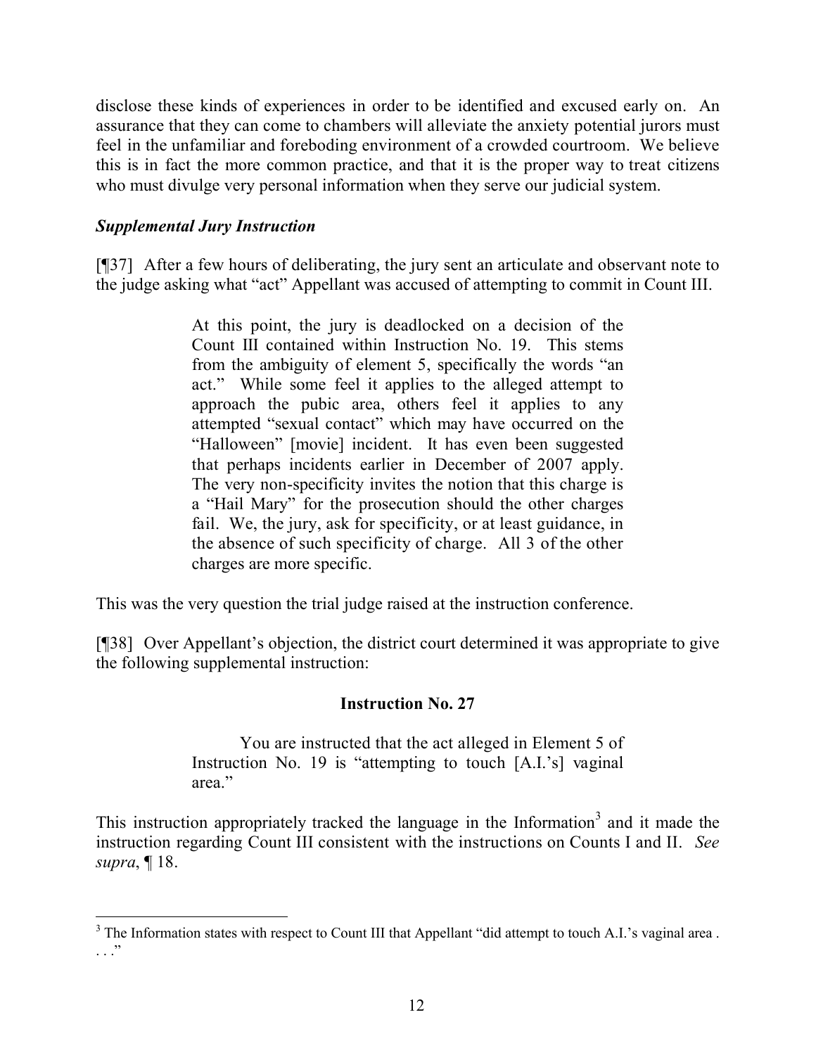disclose these kinds of experiences in order to be identified and excused early on. An assurance that they can come to chambers will alleviate the anxiety potential jurors must feel in the unfamiliar and foreboding environment of a crowded courtroom. We believe this is in fact the more common practice, and that it is the proper way to treat citizens who must divulge very personal information when they serve our judicial system.

***Supplemental Jury Instruction***

[¶37] After a few hours of deliberating, the jury sent an articulate and observant note to the judge asking what "act" Appellant was accused of attempting to commit in Count III.

> At this point, the jury is deadlocked on a decision of the Count III contained within Instruction No. 19. This stems from the ambiguity of element 5, specifically the words "an act." While some feel it applies to the alleged attempt to approach the pubic area, others feel it applies to any attempted "sexual contact" which may have occurred on the "Halloween" [movie] incident. It has even been suggested that perhaps incidents earlier in December of 2007 apply. The very non-specificity invites the notion that this charge is a "Hail Mary" for the prosecution should the other charges fail. We, the jury, ask for specificity, or at least guidance, in the absence of such specificity of charge. All 3 of the other charges are more specific.

This was the very question the trial judge raised at the instruction conference.

[¶38] Over Appellant's objection, the district court determined it was appropriate to give the following supplemental instruction:

> **Instruction No. 27**
>
> You are instructed that the act alleged in Element 5 of Instruction No. 19 is "attempting to touch [A.I.'s] vaginal area."

This instruction appropriately tracked the language in the Information[3] and it made the instruction regarding Count III consistent with the instructions on Counts I and II. *See supra*, ¶ 18.

---

[3] The Information states with respect to Count III that Appellant "did attempt to touch A.I.'s vaginal area . . . ."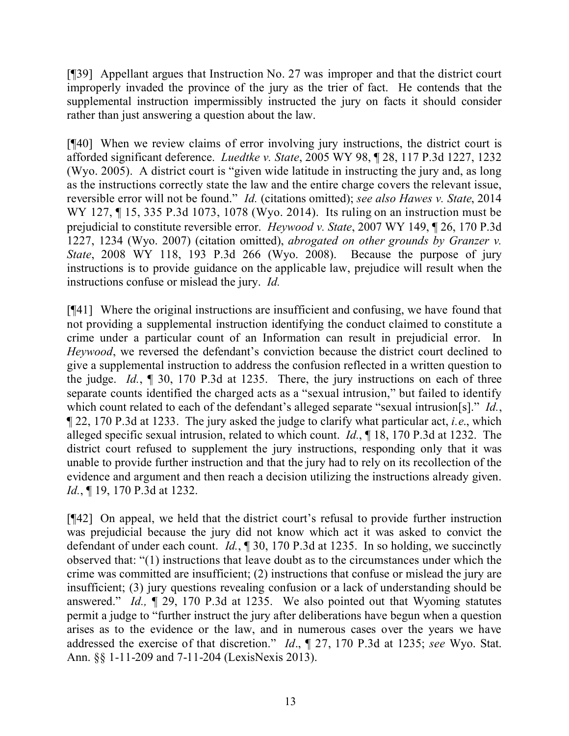[¶39] Appellant argues that Instruction No. 27 was improper and that the district court improperly invaded the province of the jury as the trier of fact. He contends that the supplemental instruction impermissibly instructed the jury on facts it should consider rather than just answering a question about the law.

[¶40] When we review claims of error involving jury instructions, the district court is afforded significant deference. *Luedtke v. State*, 2005 WY 98, ¶ 28, 117 P.3d 1227, 1232 (Wyo. 2005). A district court is "given wide latitude in instructing the jury and, as long as the instructions correctly state the law and the entire charge covers the relevant issue, reversible error will not be found." *Id.* (citations omitted); *see also Hawes v. State*, 2014 WY 127, ¶ 15, 335 P.3d 1073, 1078 (Wyo. 2014). Its ruling on an instruction must be prejudicial to constitute reversible error. *Heywood v. State*, 2007 WY 149, ¶ 26, 170 P.3d 1227, 1234 (Wyo. 2007) (citation omitted), *abrogated on other grounds by Granzer v. State*, 2008 WY 118, 193 P.3d 266 (Wyo. 2008). Because the purpose of jury instructions is to provide guidance on the applicable law, prejudice will result when the instructions confuse or mislead the jury. *Id.*

[¶41] Where the original instructions are insufficient and confusing, we have found that not providing a supplemental instruction identifying the conduct claimed to constitute a crime under a particular count of an Information can result in prejudicial error. In *Heywood*, we reversed the defendant's conviction because the district court declined to give a supplemental instruction to address the confusion reflected in a written question to the judge. *Id.*, ¶ 30, 170 P.3d at 1235. There, the jury instructions on each of three separate counts identified the charged acts as a "sexual intrusion," but failed to identify which count related to each of the defendant's alleged separate "sexual intrusion[s]." *Id.*, ¶ 22, 170 P.3d at 1233. The jury asked the judge to clarify what particular act, *i.e.*, which alleged specific sexual intrusion, related to which count. *Id.*, ¶ 18, 170 P.3d at 1232. The district court refused to supplement the jury instructions, responding only that it was unable to provide further instruction and that the jury had to rely on its recollection of the evidence and argument and then reach a decision utilizing the instructions already given. *Id.*, ¶ 19, 170 P.3d at 1232.

[¶42] On appeal, we held that the district court's refusal to provide further instruction was prejudicial because the jury did not know which act it was asked to convict the defendant of under each count. *Id.*, ¶ 30, 170 P.3d at 1235. In so holding, we succinctly observed that: "(1) instructions that leave doubt as to the circumstances under which the crime was committed are insufficient; (2) instructions that confuse or mislead the jury are insufficient; (3) jury questions revealing confusion or a lack of understanding should be answered." *Id.,* ¶ 29, 170 P.3d at 1235. We also pointed out that Wyoming statutes permit a judge to "further instruct the jury after deliberations have begun when a question arises as to the evidence or the law, and in numerous cases over the years we have addressed the exercise of that discretion." *Id*., ¶ 27, 170 P.3d at 1235; *see* Wyo. Stat. Ann. §§ 1-11-209 and 7-11-204 (LexisNexis 2013).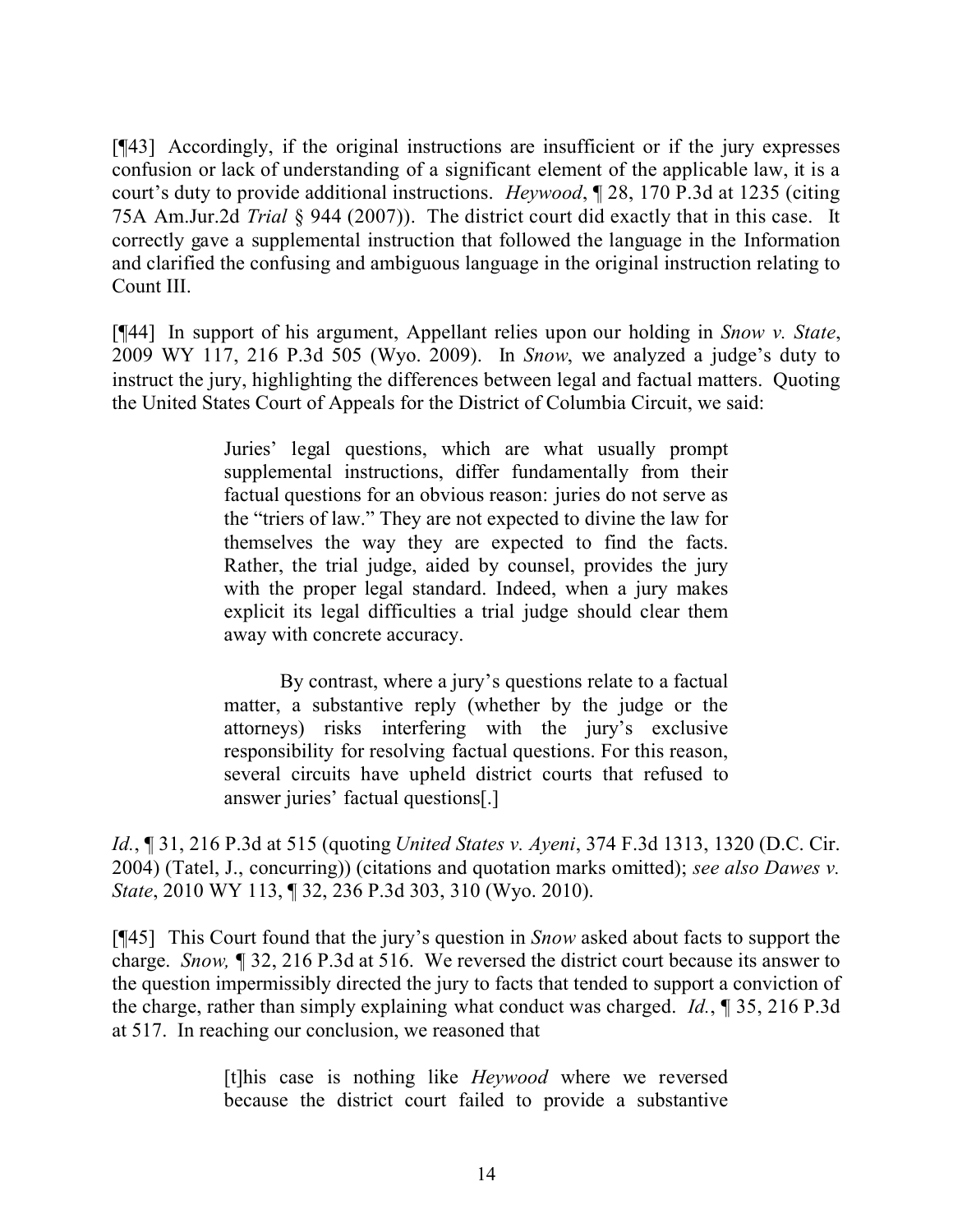[¶43] Accordingly, if the original instructions are insufficient or if the jury expresses confusion or lack of understanding of a significant element of the applicable law, it is a court's duty to provide additional instructions. *Heywood*, ¶ 28, 170 P.3d at 1235 (citing 75A Am.Jur.2d *Trial* § 944 (2007)). The district court did exactly that in this case. It correctly gave a supplemental instruction that followed the language in the Information and clarified the confusing and ambiguous language in the original instruction relating to Count III.

[¶44] In support of his argument, Appellant relies upon our holding in *Snow v. State*, 2009 WY 117, 216 P.3d 505 (Wyo. 2009). In *Snow*, we analyzed a judge's duty to instruct the jury, highlighting the differences between legal and factual matters. Quoting the United States Court of Appeals for the District of Columbia Circuit, we said:

> Juries' legal questions, which are what usually prompt supplemental instructions, differ fundamentally from their factual questions for an obvious reason: juries do not serve as the "triers of law." They are not expected to divine the law for themselves the way they are expected to find the facts. Rather, the trial judge, aided by counsel, provides the jury with the proper legal standard. Indeed, when a jury makes explicit its legal difficulties a trial judge should clear them away with concrete accuracy.
>
> By contrast, where a jury's questions relate to a factual matter, a substantive reply (whether by the judge or the attorneys) risks interfering with the jury's exclusive responsibility for resolving factual questions. For this reason, several circuits have upheld district courts that refused to answer juries' factual questions[.]

*Id.*, ¶ 31, 216 P.3d at 515 (quoting *United States v. Ayeni*, 374 F.3d 1313, 1320 (D.C. Cir. 2004) (Tatel, J., concurring)) (citations and quotation marks omitted); *see also Dawes v. State*, 2010 WY 113, ¶ 32, 236 P.3d 303, 310 (Wyo. 2010).

[¶45] This Court found that the jury's question in *Snow* asked about facts to support the charge. *Snow,* ¶ 32, 216 P.3d at 516. We reversed the district court because its answer to the question impermissibly directed the jury to facts that tended to support a conviction of the charge, rather than simply explaining what conduct was charged. *Id.*, ¶ 35, 216 P.3d at 517. In reaching our conclusion, we reasoned that

> [t]his case is nothing like *Heywood* where we reversed because the district court failed to provide a substantive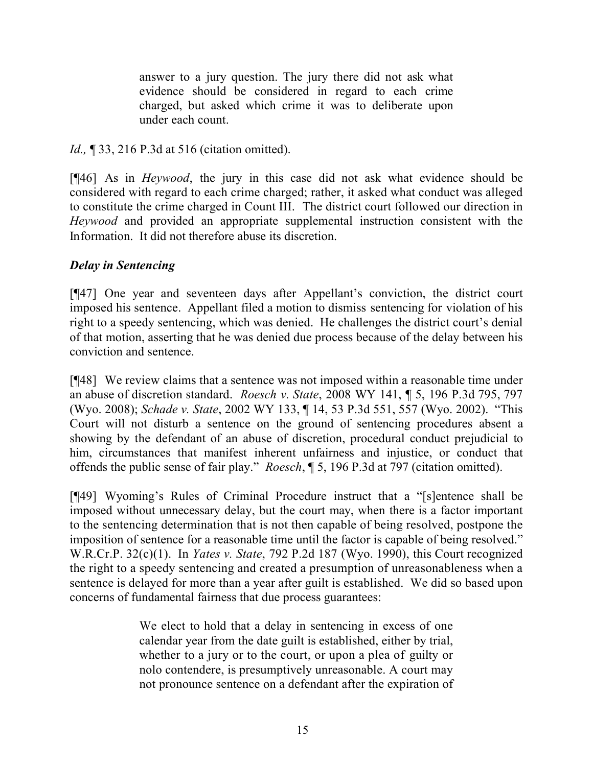> answer to a jury question. The jury there did not ask what evidence should be considered in regard to each crime charged, but asked which crime it was to deliberate upon under each count.

*Id.,* ¶ 33, 216 P.3d at 516 (citation omitted).

[¶46] As in *Heywood*, the jury in this case did not ask what evidence should be considered with regard to each crime charged; rather, it asked what conduct was alleged to constitute the crime charged in Count III. The district court followed our direction in *Heywood* and provided an appropriate supplemental instruction consistent with the Information. It did not therefore abuse its discretion.

### *Delay in Sentencing*

[¶47] One year and seventeen days after Appellant's conviction, the district court imposed his sentence. Appellant filed a motion to dismiss sentencing for violation of his right to a speedy sentencing, which was denied. He challenges the district court's denial of that motion, asserting that he was denied due process because of the delay between his conviction and sentence.

[¶48] We review claims that a sentence was not imposed within a reasonable time under an abuse of discretion standard. *Roesch v. State*, 2008 WY 141, ¶ 5, 196 P.3d 795, 797 (Wyo. 2008); *Schade v. State*, 2002 WY 133, ¶ 14, 53 P.3d 551, 557 (Wyo. 2002). "This Court will not disturb a sentence on the ground of sentencing procedures absent a showing by the defendant of an abuse of discretion, procedural conduct prejudicial to him, circumstances that manifest inherent unfairness and injustice, or conduct that offends the public sense of fair play." *Roesch*, ¶ 5, 196 P.3d at 797 (citation omitted).

[¶49] Wyoming's Rules of Criminal Procedure instruct that a "[s]entence shall be imposed without unnecessary delay, but the court may, when there is a factor important to the sentencing determination that is not then capable of being resolved, postpone the imposition of sentence for a reasonable time until the factor is capable of being resolved." W.R.Cr.P. 32(c)(1). In *Yates v. State*, 792 P.2d 187 (Wyo. 1990), this Court recognized the right to a speedy sentencing and created a presumption of unreasonableness when a sentence is delayed for more than a year after guilt is established. We did so based upon concerns of fundamental fairness that due process guarantees:

> We elect to hold that a delay in sentencing in excess of one calendar year from the date guilt is established, either by trial, whether to a jury or to the court, or upon a plea of guilty or nolo contendere, is presumptively unreasonable. A court may not pronounce sentence on a defendant after the expiration of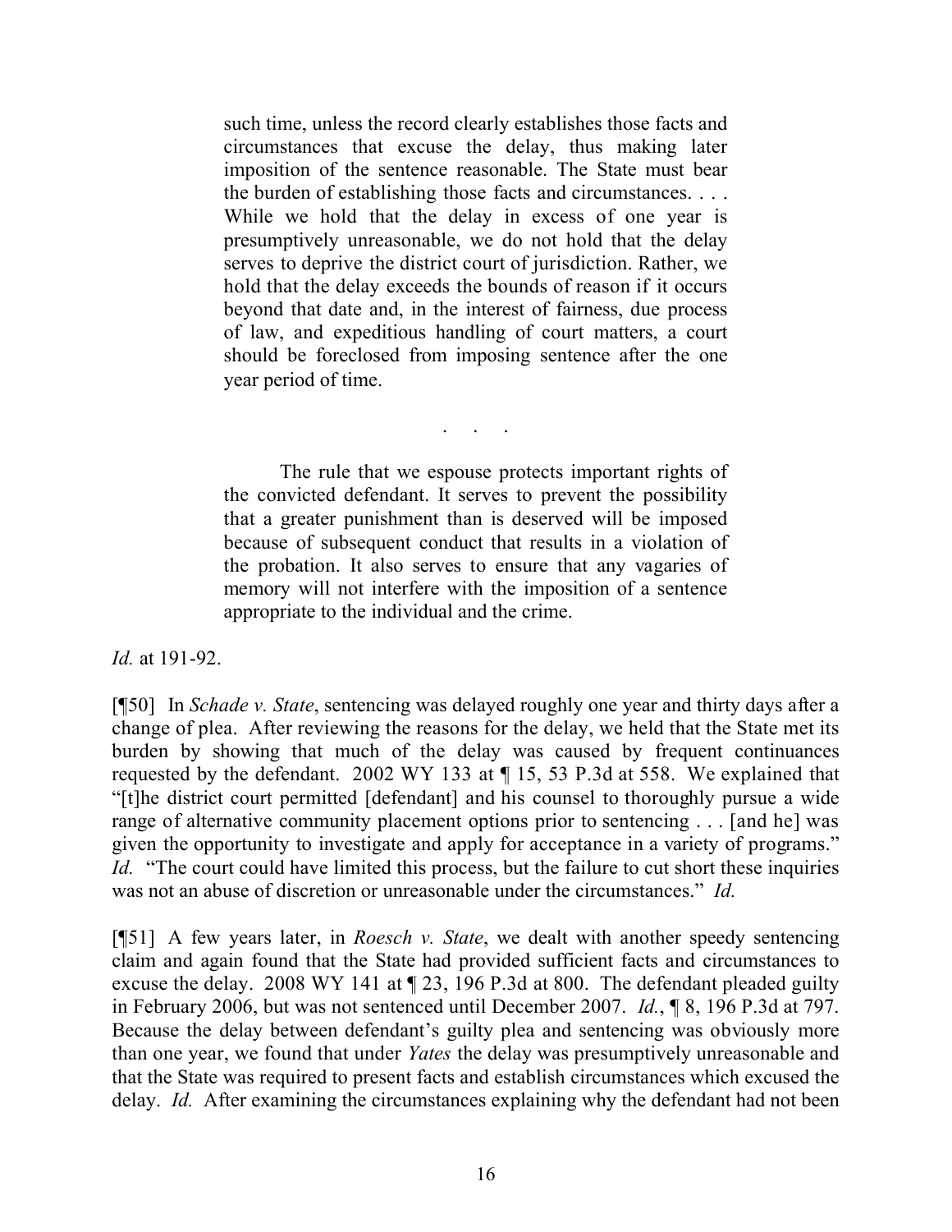> such time, unless the record clearly establishes those facts and circumstances that excuse the delay, thus making later imposition of the sentence reasonable. The State must bear the burden of establishing those facts and circumstances. . . . While we hold that the delay in excess of one year is presumptively unreasonable, we do not hold that the delay serves to deprive the district court of jurisdiction. Rather, we hold that the delay exceeds the bounds of reason if it occurs beyond that date and, in the interest of fairness, due process of law, and expeditious handling of court matters, a court should be foreclosed from imposing sentence after the one year period of time.
>
> . . .
>
> The rule that we espouse protects important rights of the convicted defendant. It serves to prevent the possibility that a greater punishment than is deserved will be imposed because of subsequent conduct that results in a violation of the probation. It also serves to ensure that any vagaries of memory will not interfere with the imposition of a sentence appropriate to the individual and the crime.

*Id.* at 191-92.

[¶50] In *Schade v. State*, sentencing was delayed roughly one year and thirty days after a change of plea. After reviewing the reasons for the delay, we held that the State met its burden by showing that much of the delay was caused by frequent continuances requested by the defendant. 2002 WY 133 at ¶ 15, 53 P.3d at 558. We explained that "[t]he district court permitted [defendant] and his counsel to thoroughly pursue a wide range of alternative community placement options prior to sentencing . . . [and he] was given the opportunity to investigate and apply for acceptance in a variety of programs." *Id.* "The court could have limited this process, but the failure to cut short these inquiries was not an abuse of discretion or unreasonable under the circumstances." *Id.*

[¶51] A few years later, in *Roesch v. State*, we dealt with another speedy sentencing claim and again found that the State had provided sufficient facts and circumstances to excuse the delay. 2008 WY 141 at ¶ 23, 196 P.3d at 800. The defendant pleaded guilty in February 2006, but was not sentenced until December 2007. *Id.*, ¶ 8, 196 P.3d at 797. Because the delay between defendant's guilty plea and sentencing was obviously more than one year, we found that under *Yates* the delay was presumptively unreasonable and that the State was required to present facts and establish circumstances which excused the delay. *Id.* After examining the circumstances explaining why the defendant had not been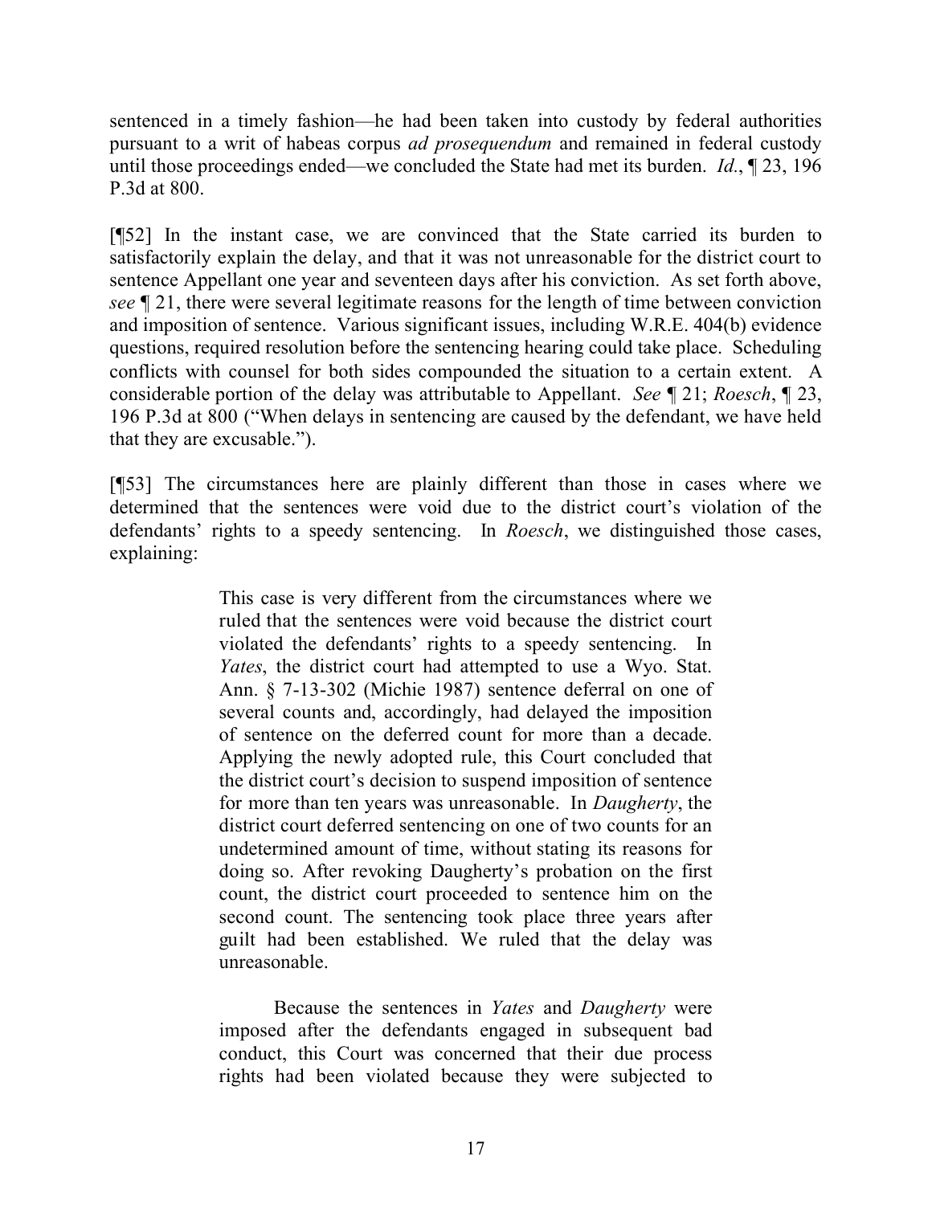sentenced in a timely fashion—he had been taken into custody by federal authorities pursuant to a writ of habeas corpus *ad prosequendum* and remained in federal custody until those proceedings ended—we concluded the State had met its burden. *Id.*, ¶ 23, 196 P.3d at 800.

[¶52] In the instant case, we are convinced that the State carried its burden to satisfactorily explain the delay, and that it was not unreasonable for the district court to sentence Appellant one year and seventeen days after his conviction. As set forth above, *see* ¶ 21, there were several legitimate reasons for the length of time between conviction and imposition of sentence. Various significant issues, including W.R.E. 404(b) evidence questions, required resolution before the sentencing hearing could take place. Scheduling conflicts with counsel for both sides compounded the situation to a certain extent. A considerable portion of the delay was attributable to Appellant. *See* ¶ 21; *Roesch*, ¶ 23, 196 P.3d at 800 ("When delays in sentencing are caused by the defendant, we have held that they are excusable.").

[¶53] The circumstances here are plainly different than those in cases where we determined that the sentences were void due to the district court's violation of the defendants' rights to a speedy sentencing. In *Roesch*, we distinguished those cases, explaining:

> This case is very different from the circumstances where we ruled that the sentences were void because the district court violated the defendants' rights to a speedy sentencing. In *Yates*, the district court had attempted to use a Wyo. Stat. Ann. § 7-13-302 (Michie 1987) sentence deferral on one of several counts and, accordingly, had delayed the imposition of sentence on the deferred count for more than a decade. Applying the newly adopted rule, this Court concluded that the district court's decision to suspend imposition of sentence for more than ten years was unreasonable. In *Daugherty*, the district court deferred sentencing on one of two counts for an undetermined amount of time, without stating its reasons for doing so. After revoking Daugherty's probation on the first count, the district court proceeded to sentence him on the second count. The sentencing took place three years after guilt had been established. We ruled that the delay was unreasonable.
>
> Because the sentences in *Yates* and *Daugherty* were imposed after the defendants engaged in subsequent bad conduct, this Court was concerned that their due process rights had been violated because they were subjected to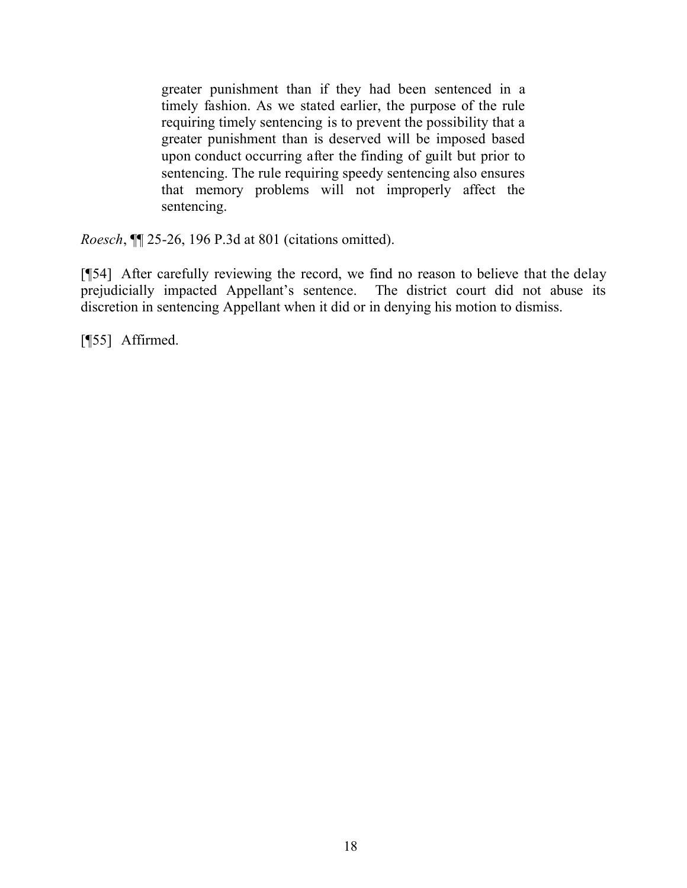> greater punishment than if they had been sentenced in a timely fashion. As we stated earlier, the purpose of the rule requiring timely sentencing is to prevent the possibility that a greater punishment than is deserved will be imposed based upon conduct occurring after the finding of guilt but prior to sentencing. The rule requiring speedy sentencing also ensures that memory problems will not improperly affect the sentencing.

*Roesch*, ¶¶ 25-26, 196 P.3d at 801 (citations omitted).

[¶54] After carefully reviewing the record, we find no reason to believe that the delay prejudicially impacted Appellant's sentence. The district court did not abuse its discretion in sentencing Appellant when it did or in denying his motion to dismiss.

[¶55] Affirmed.